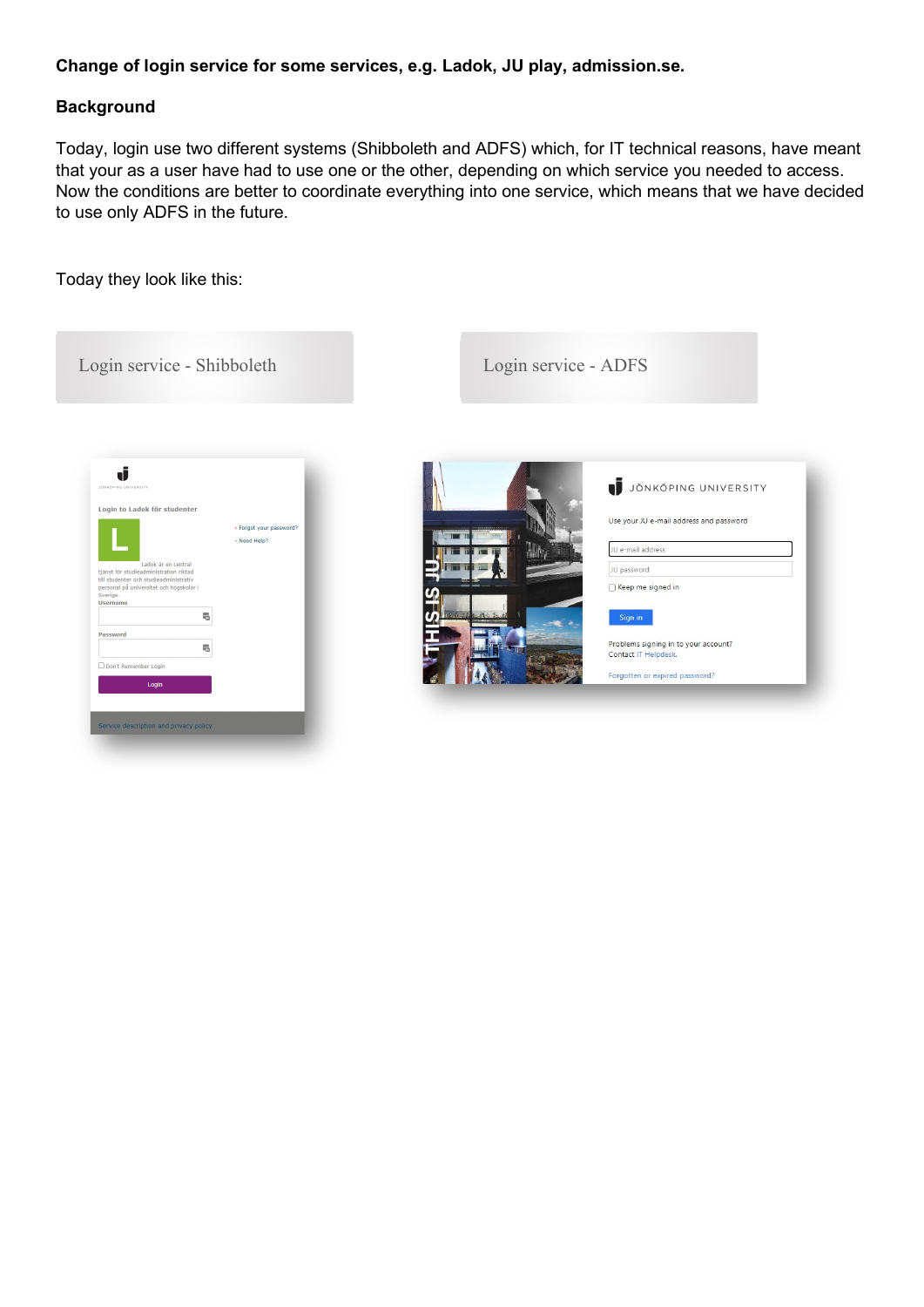**Change of login service for some services, e.g. Ladok, JU play, admission.se.**

**Background**

Today, login use two different systems (Shibboleth and ADFS) which, for IT technical reasons, have meant that your as a user have had to use one or the other, depending on which service you needed to access. Now the conditions are better to coordinate everything into one service, which means that we have decided to use only ADFS in the future.

Today they look like this:

Login service - Shibboleth

Login service - ADFS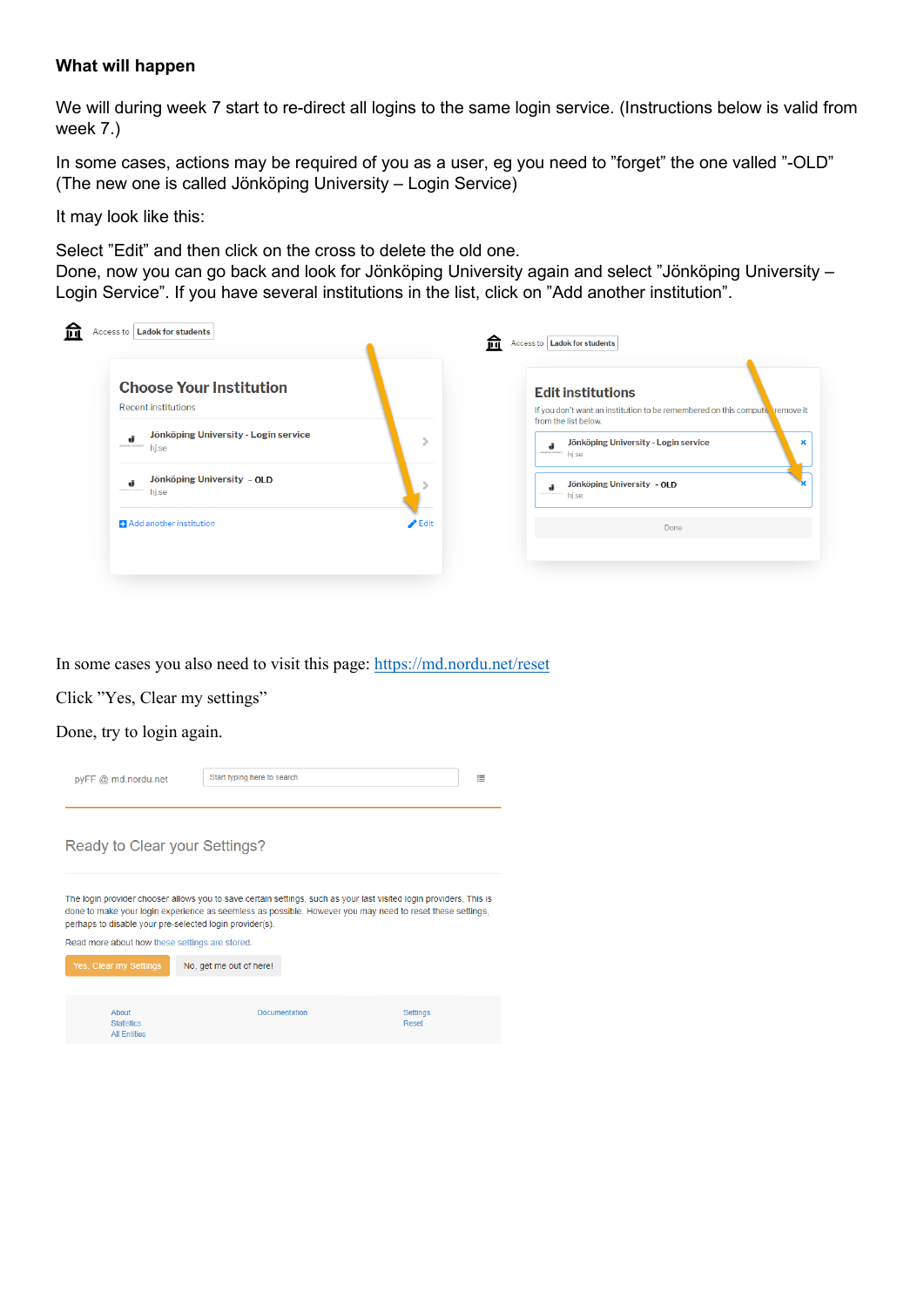**What will happen**

We will during week 7 start to re-direct all logins to the same login service. (Instructions below is valid from week 7.)

In some cases, actions may be required of you as a user, eg you need to ”forget” the one valled ”-OLD” (The new one is called Jönköping University – Login Service)

It may look like this:

Select ”Edit” and then click on the cross to delete the old one.
Done, now you can go back and look for Jönköping University again and select ”Jönköping University – Login Service”. If you have several institutions in the list, click on ”Add another institution”.

Access to Ladok for students

**Choose Your Institution**

Recent institutions

Jönköping University - Login service
hj.se

Jönköping University - OLD
hj.se

Add another institution

Edit

Access to Ladok for students

**Edit institutions**

If you don't want an institution to be remembered on this computer, remove it from the list below.

Jönköping University - Login service
hj.se

Jönköping University - OLD
hj.se

Done

In some cases you also need to visit this page: [https://md.nordu.net/reset](https://md.nordu.net/reset)

Click ”Yes, Clear my settings”

Done, try to login again.

pyFF @ md.nordu.net

Start typing here to search

Ready to Clear your Settings?

The login provider chooser allows you to save certain settings, such as your last visited login providers. This is done to make your login experience as seamless as possible. However you may need to reset these settings, perhaps to disable your pre-selected login provider(s).

Read more about how these settings are stored.

Yes, Clear my Settings | No, get me out of here!

About
Statistics
All Entities

Documentation

Settings
Reset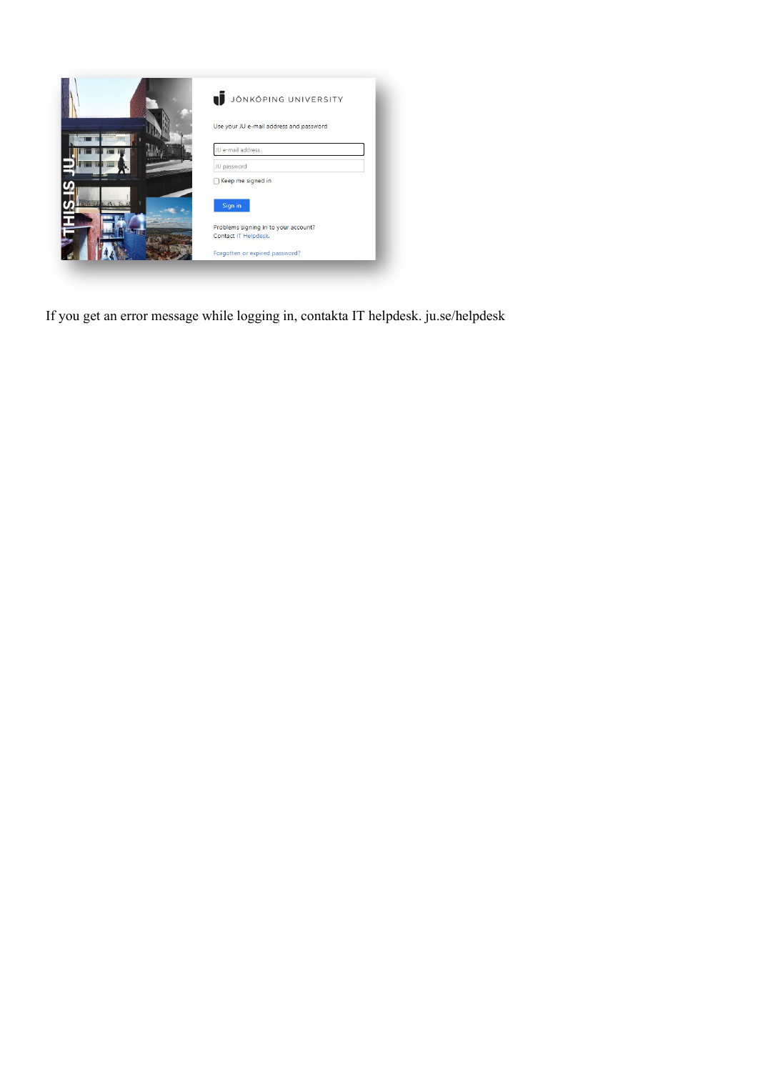If you get an error message while logging in, contakta IT helpdesk. ju.se/helpdesk